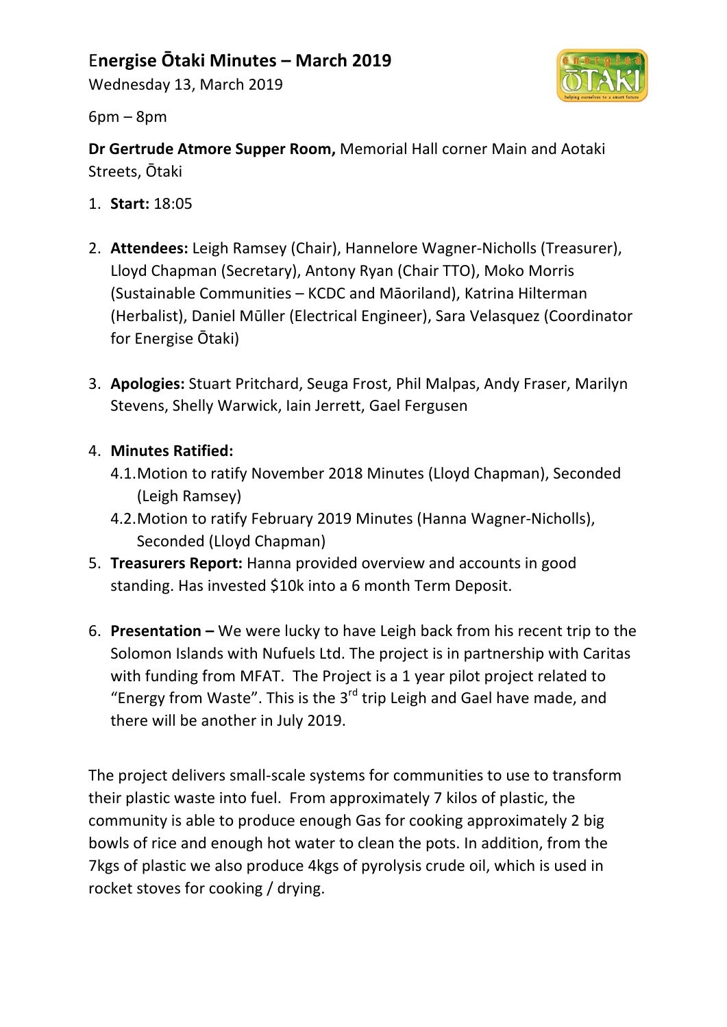# Energise Ōtaki Minutes – March 2019

Wednesday 13, March 2019

6pm – 8pm

**Dr Gertrude Atmore Supper Room,** Memorial Hall corner Main and Aotaki Streets, Ōtaki

1. **Start:** 18:05

2. **Attendees:** Leigh Ramsey (Chair), Hannelore Wagner-Nicholls (Treasurer), Lloyd Chapman (Secretary), Antony Ryan (Chair TTO), Moko Morris (Sustainable Communities – KCDC and Māoriland), Katrina Hilterman (Herbalist), Daniel Mūller (Electrical Engineer), Sara Velasquez (Coordinator for Energise Ōtaki)

3. **Apologies:** Stuart Pritchard, Seuga Frost, Phil Malpas, Andy Fraser, Marilyn Stevens, Shelly Warwick, Iain Jerrett, Gael Fergusen

4. **Minutes Ratified:**
   4.1. Motion to ratify November 2018 Minutes (Lloyd Chapman), Seconded (Leigh Ramsey)
   4.2. Motion to ratify February 2019 Minutes (Hanna Wagner-Nicholls), Seconded (Lloyd Chapman)

5. **Treasurers Report:** Hanna provided overview and accounts in good standing. Has invested $10k into a 6 month Term Deposit.

6. **Presentation –** We were lucky to have Leigh back from his recent trip to the Solomon Islands with Nufuels Ltd. The project is in partnership with Caritas with funding from MFAT. The Project is a 1 year pilot project related to "Energy from Waste". This is the 3rd trip Leigh and Gael have made, and there will be another in July 2019.

The project delivers small-scale systems for communities to use to transform their plastic waste into fuel. From approximately 7 kilos of plastic, the community is able to produce enough Gas for cooking approximately 2 big bowls of rice and enough hot water to clean the pots. In addition, from the 7kgs of plastic we also produce 4kgs of pyrolysis crude oil, which is used in rocket stoves for cooking / drying.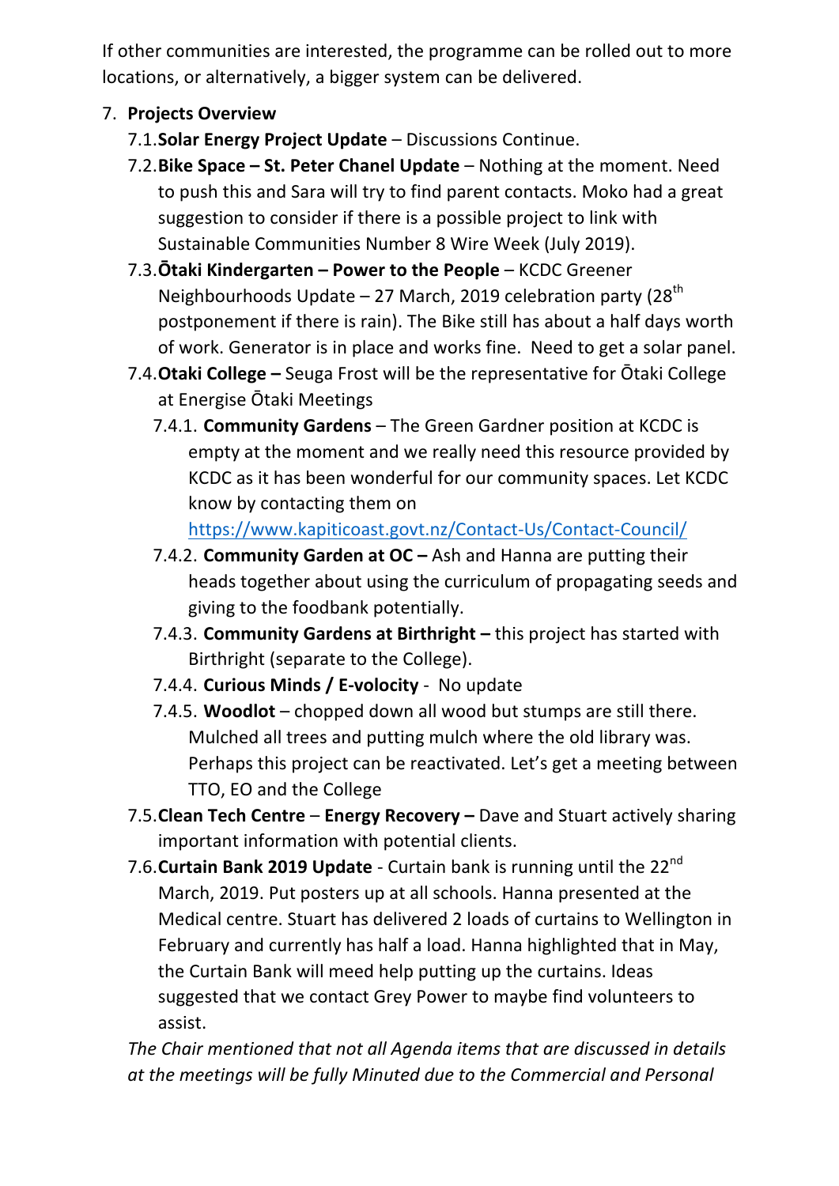If other communities are interested, the programme can be rolled out to more locations, or alternatively, a bigger system can be delivered.

7. **Projects Overview**
   - 7.1. **Solar Energy Project Update** – Discussions Continue.
   - 7.2. **Bike Space – St. Peter Chanel Update** – Nothing at the moment. Need to push this and Sara will try to find parent contacts. Moko had a great suggestion to consider if there is a possible project to link with Sustainable Communities Number 8 Wire Week (July 2019).
   - 7.3. **Ōtaki Kindergarten – Power to the People** – KCDC Greener Neighbourhoods Update – 27 March, 2019 celebration party (28th postponement if there is rain). The Bike still has about a half days worth of work. Generator is in place and works fine. Need to get a solar panel.
   - 7.4. **Otaki College –** Seuga Frost will be the representative for Ōtaki College at Energise Ōtaki Meetings
     - 7.4.1. **Community Gardens** – The Green Gardner position at KCDC is empty at the moment and we really need this resource provided by KCDC as it has been wonderful for our community spaces. Let KCDC know by contacting them on https://www.kapiticoast.govt.nz/Contact-Us/Contact-Council/
     - 7.4.2. **Community Garden at OC –** Ash and Hanna are putting their heads together about using the curriculum of propagating seeds and giving to the foodbank potentially.
     - 7.4.3. **Community Gardens at Birthright –** this project has started with Birthright (separate to the College).
     - 7.4.4. **Curious Minds / E-volocity** - No update
     - 7.4.5. **Woodlot** – chopped down all wood but stumps are still there. Mulched all trees and putting mulch where the old library was. Perhaps this project can be reactivated. Let's get a meeting between TTO, EO and the College
   - 7.5. **Clean Tech Centre** – **Energy Recovery –** Dave and Stuart actively sharing important information with potential clients.
   - 7.6. **Curtain Bank 2019 Update** - Curtain bank is running until the 22nd March, 2019. Put posters up at all schools. Hanna presented at the Medical centre. Stuart has delivered 2 loads of curtains to Wellington in February and currently has half a load. Hanna highlighted that in May, the Curtain Bank will meed help putting up the curtains. Ideas suggested that we contact Grey Power to maybe find volunteers to assist.

*The Chair mentioned that not all Agenda items that are discussed in details at the meetings will be fully Minuted due to the Commercial and Personal*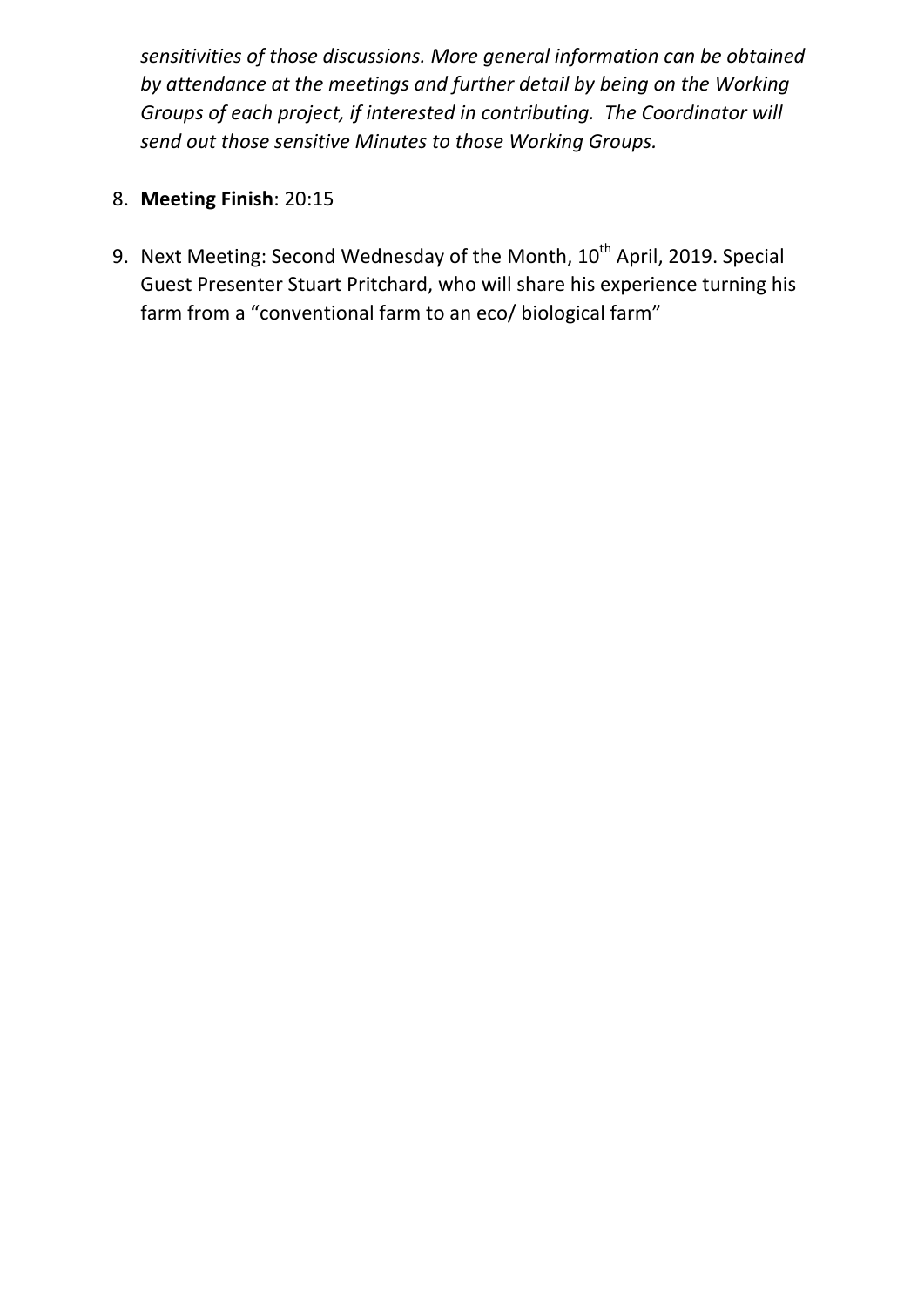*sensitivities of those discussions. More general information can be obtained by attendance at the meetings and further detail by being on the Working Groups of each project, if interested in contributing. The Coordinator will send out those sensitive Minutes to those Working Groups.*

8. **Meeting Finish**: 20:15

9. Next Meeting: Second Wednesday of the Month, 10th April, 2019. Special Guest Presenter Stuart Pritchard, who will share his experience turning his farm from a "conventional farm to an eco/ biological farm"